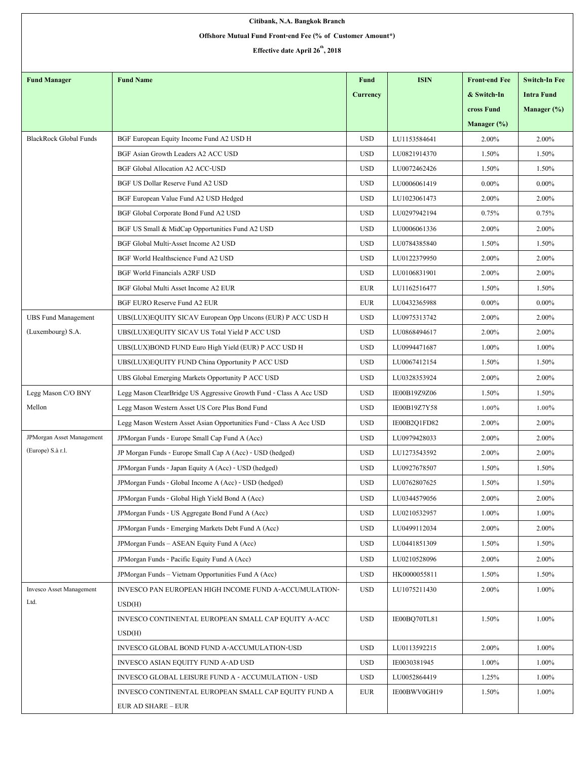**Citibank, N.A. Bangkok Branch**

**Offshore Mutual Fund Front-end Fee (% of Customer Amount*)**

**Effective date April 26th, 2018**

| Fund Manager | Fund Name | Fund Currency | ISIN | Front-end Fee & Switch-In cross Fund Manager (%) | Switch-In Fee Intra Fund Manager (%) |
|---|---|---|---|---|---|
| BlackRock Global Funds | BGF European Equity Income Fund A2 USD H | USD | LU1153584641 | 2.00% | 2.00% |
| | BGF Asian Growth Leaders A2 ACC USD | USD | LU0821914370 | 1.50% | 1.50% |
| | BGF Global Allocation A2 ACC-USD | USD | LU0072462426 | 1.50% | 1.50% |
| | BGF US Dollar Reserve Fund A2 USD | USD | LU0006061419 | 0.00% | 0.00% |
| | BGF European Value Fund A2 USD Hedged | USD | LU1023061473 | 2.00% | 2.00% |
| | BGF Global Corporate Bond Fund A2 USD | USD | LU0297942194 | 0.75% | 0.75% |
| | BGF US Small & MidCap Opportunities Fund A2 USD | USD | LU0006061336 | 2.00% | 2.00% |
| | BGF Global Multi-Asset Income A2 USD | USD | LU0784385840 | 1.50% | 1.50% |
| | BGF World Healthscience Fund A2 USD | USD | LU0122379950 | 2.00% | 2.00% |
| | BGF World Financials A2RF USD | USD | LU0106831901 | 2.00% | 2.00% |
| | BGF Global Multi Asset Income A2 EUR | EUR | LU1162516477 | 1.50% | 1.50% |
| | BGF EURO Reserve Fund A2 EUR | EUR | LU0432365988 | 0.00% | 0.00% |
| UBS Fund Management (Luxembourg) S.A. | UBS(LUX)EQUITY SICAV European Opp Uncons (EUR) P ACC USD H | USD | LU0975313742 | 2.00% | 2.00% |
| | UBS(LUX)EQUITY SICAV US Total Yield P ACC USD | USD | LU0868494617 | 2.00% | 2.00% |
| | UBS(LUX)BOND FUND Euro High Yield (EUR) P ACC USD H | USD | LU0994471687 | 1.00% | 1.00% |
| | UBS(LUX)EQUITY FUND China Opportunity P ACC USD | USD | LU0067412154 | 1.50% | 1.50% |
| | UBS Global Emerging Markets Opportunity P ACC USD | USD | LU0328353924 | 2.00% | 2.00% |
| Legg Mason C/O BNY Mellon | Legg Mason ClearBridge US Aggressive Growth Fund - Class A Acc USD | USD | IE00B19Z9Z06 | 1.50% | 1.50% |
| | Legg Mason Western Asset US Core Plus Bond Fund | USD | IE00B19Z7Y58 | 1.00% | 1.00% |
| | Legg Mason Western Asset Asian Opportunities Fund - Class A Acc USD | USD | IE00B2Q1FD82 | 2.00% | 2.00% |
| JPMorgan Asset Management (Europe) S.à r.l. | JPMorgan Funds - Europe Small Cap Fund A (Acc) | USD | LU0979428033 | 2.00% | 2.00% |
| | JP Morgan Funds - Europe Small Cap A (Acc) - USD (hedged) | USD | LU1273543592 | 2.00% | 2.00% |
| | JPMorgan Funds - Japan Equity A (Acc) - USD (hedged) | USD | LU0927678507 | 1.50% | 1.50% |
| | JPMorgan Funds - Global Income A (Acc) - USD (hedged) | USD | LU0762807625 | 1.50% | 1.50% |
| | JPMorgan Funds - Global High Yield Bond A (Acc) | USD | LU0344579056 | 2.00% | 2.00% |
| | JPMorgan Funds - US Aggregate Bond Fund A (Acc) | USD | LU0210532957 | 1.00% | 1.00% |
| | JPMorgan Funds - Emerging Markets Debt Fund A (Acc) | USD | LU0499112034 | 2.00% | 2.00% |
| | JPMorgan Funds – ASEAN Equity Fund A (Acc) | USD | LU0441851309 | 1.50% | 1.50% |
| | JPMorgan Funds - Pacific Equity Fund A (Acc) | USD | LU0210528096 | 2.00% | 2.00% |
| | JPMorgan Funds – Vietnam Opportunities Fund A (Acc) | USD | HK0000055811 | 1.50% | 1.50% |
| Invesco Asset Management Ltd. | INVESCO PAN EUROPEAN HIGH INCOME FUND A-ACCUMULATION-USD(H) | USD | LU1075211430 | 2.00% | 1.00% |
| | INVESCO CONTINENTAL EUROPEAN SMALL CAP EQUITY A-ACC USD(H) | USD | IE00BQ70TL81 | 1.50% | 1.00% |
| | INVESCO GLOBAL BOND FUND A-ACCUMULATION-USD | USD | LU0113592215 | 2.00% | 1.00% |
| | INVESCO ASIAN EQUITY FUND A-AD USD | USD | IE0030381945 | 1.00% | 1.00% |
| | INVESCO GLOBAL LEISURE FUND A - ACCUMULATION - USD | USD | LU0052864419 | 1.25% | 1.00% |
| | INVESCO CONTINENTAL EUROPEAN SMALL CAP EQUITY FUND A EUR AD SHARE – EUR | EUR | IE00BWV0GH19 | 1.50% | 1.00% |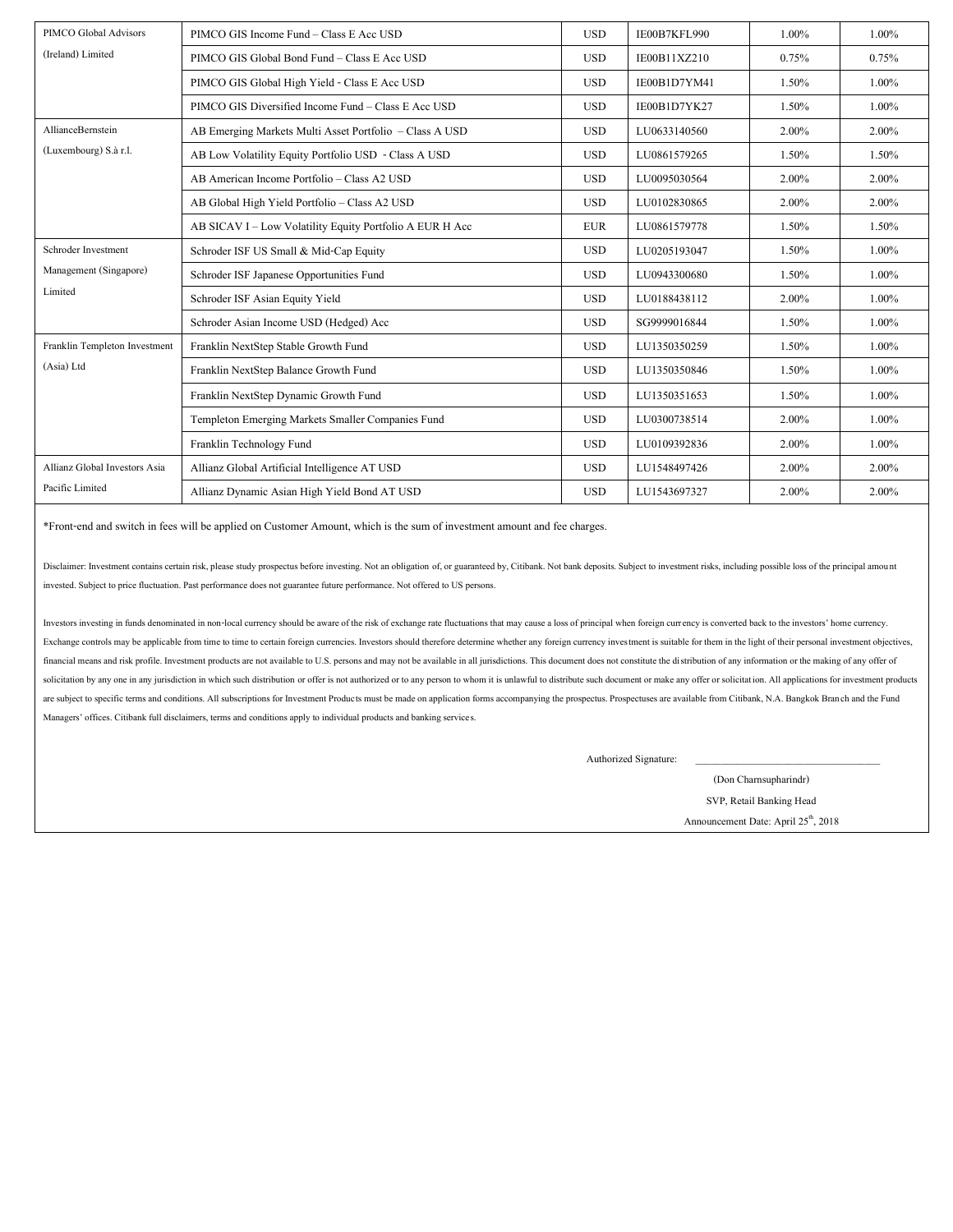| | | | | | |
|---|---|---|---|---|---|
| PIMCO Global Advisors (Ireland) Limited | PIMCO GIS Income Fund – Class E Acc USD | USD | IE00B7KFL990 | 1.00% | 1.00% |
| | PIMCO GIS Global Bond Fund – Class E Acc USD | USD | IE00B11XZ210 | 0.75% | 0.75% |
| | PIMCO GIS Global High Yield - Class E Acc USD | USD | IE00B1D7YM41 | 1.50% | 1.00% |
| | PIMCO GIS Diversified Income Fund – Class E Acc USD | USD | IE00B1D7YK27 | 1.50% | 1.00% |
| AllianceBernstein (Luxembourg) S.à r.l. | AB Emerging Markets Multi Asset Portfolio – Class A USD | USD | LU0633140560 | 2.00% | 2.00% |
| | AB Low Volatility Equity Portfolio USD - Class A USD | USD | LU0861579265 | 1.50% | 1.50% |
| | AB American Income Portfolio – Class A2 USD | USD | LU0095030564 | 2.00% | 2.00% |
| | AB Global High Yield Portfolio – Class A2 USD | USD | LU0102830865 | 2.00% | 2.00% |
| | AB SICAV I – Low Volatility Equity Portfolio A EUR H Acc | EUR | LU0861579778 | 1.50% | 1.50% |
| Schroder Investment Management (Singapore) Limited | Schroder ISF US Small & Mid-Cap Equity | USD | LU0205193047 | 1.50% | 1.00% |
| | Schroder ISF Japanese Opportunities Fund | USD | LU0943300680 | 1.50% | 1.00% |
| | Schroder ISF Asian Equity Yield | USD | LU0188438112 | 2.00% | 1.00% |
| | Schroder Asian Income USD (Hedged) Acc | USD | SG9999016844 | 1.50% | 1.00% |
| Franklin Templeton Investment (Asia) Ltd | Franklin NextStep Stable Growth Fund | USD | LU1350350259 | 1.50% | 1.00% |
| | Franklin NextStep Balance Growth Fund | USD | LU1350350846 | 1.50% | 1.00% |
| | Franklin NextStep Dynamic Growth Fund | USD | LU1350351653 | 1.50% | 1.00% |
| | Templeton Emerging Markets Smaller Companies Fund | USD | LU0300738514 | 2.00% | 1.00% |
| | Franklin Technology Fund | USD | LU0109392836 | 2.00% | 1.00% |
| Allianz Global Investors Asia Pacific Limited | Allianz Global Artificial Intelligence AT USD | USD | LU1548497426 | 2.00% | 2.00% |
| | Allianz Dynamic Asian High Yield Bond AT USD | USD | LU1543697327 | 2.00% | 2.00% |

*Front-end and switch in fees will be applied on Customer Amount, which is the sum of investment amount and fee charges.

Disclaimer: Investment contains certain risk, please study prospectus before investing. Not an obligation of, or guaranteed by, Citibank. Not bank deposits. Subject to investment risks, including possible loss of the principal amount invested. Subject to price fluctuation. Past performance does not guarantee future performance. Not offered to US persons.

Investors investing in funds denominated in non-local currency should be aware of the risk of exchange rate fluctuations that may cause a loss of principal when foreign currency is converted back to the investors' home currency. Exchange controls may be applicable from time to time to certain foreign currencies. Investors should therefore determine whether any foreign currency investment is suitable for them in the light of their personal investment objectives, financial means and risk profile. Investment products are not available to U.S. persons and may not be available in all jurisdictions. This document does not constitute the distribution of any information or the making of any offer of solicitation by any one in any jurisdiction in which such distribution or offer is not authorized or to any person to whom it is unlawful to distribute such document or make any offer or solicitation. All applications for investment products are subject to specific terms and conditions. All subscriptions for Investment Products must be made on application forms accompanying the prospectus. Prospectuses are available from Citibank, N.A. Bangkok Branch and the Fund Managers' offices. Citibank full disclaimers, terms and conditions apply to individual products and banking services.

Authorized Signature: ________________________________

(Don Charnsupharindr)

SVP, Retail Banking Head

Announcement Date: April 25th, 2018